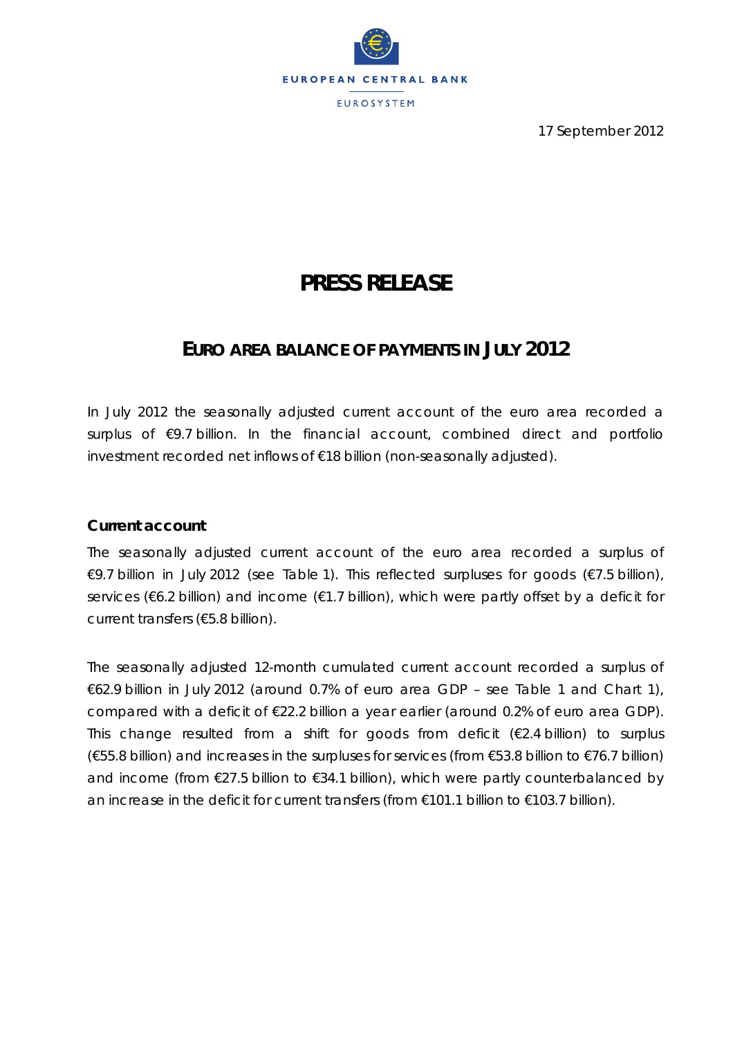EUROPEAN CENTRAL BANK

EUROSYSTEM

17 September 2012

# PRESS RELEASE

## EURO AREA BALANCE OF PAYMENTS IN JULY 2012

In July 2012 the seasonally adjusted current account of the euro area recorded a surplus of €9.7 billion. In the financial account, combined direct and portfolio investment recorded net inflows of €18 billion (non-seasonally adjusted).

### Current account

The seasonally adjusted current account of the euro area recorded a surplus of €9.7 billion in July 2012 (see Table 1). This reflected surpluses for goods (€7.5 billion), services (€6.2 billion) and income (€1.7 billion), which were partly offset by a deficit for current transfers (€5.8 billion).

The seasonally adjusted 12-month cumulated current account recorded a surplus of €62.9 billion in July 2012 (around 0.7% of euro area GDP – see Table 1 and Chart 1), compared with a deficit of €22.2 billion a year earlier (around 0.2% of euro area GDP). This change resulted from a shift for goods from deficit (€2.4 billion) to surplus (€55.8 billion) and increases in the surpluses for services (from €53.8 billion to €76.7 billion) and income (from €27.5 billion to €34.1 billion), which were partly counterbalanced by an increase in the deficit for current transfers (from €101.1 billion to €103.7 billion).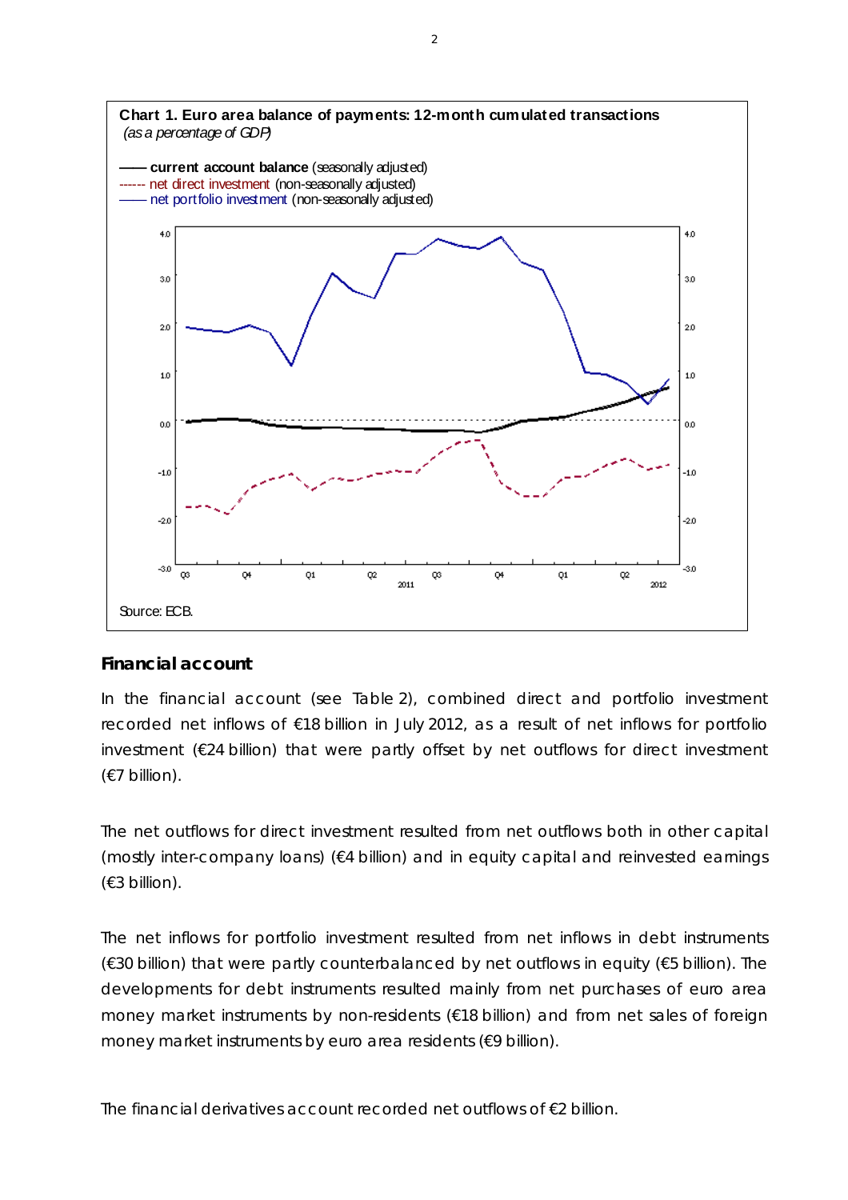**Chart 1. Euro area balance of payments: 12-month cumulated transactions**
*(as a percentage of GDP)*

**current account balance** (seasonally adjusted)
net direct investment (non-seasonally adjusted)
net portfolio investment (non-seasonally adjusted)

Source: ECB.

## Financial account

In the financial account (see Table 2), combined direct and portfolio investment recorded net inflows of €18 billion in July 2012, as a result of net inflows for portfolio investment (€24 billion) that were partly offset by net outflows for direct investment (€7 billion).

The net outflows for direct investment resulted from net outflows both in other capital (mostly inter-company loans) (€4 billion) and in equity capital and reinvested earnings (€3 billion).

The net inflows for portfolio investment resulted from net inflows in debt instruments (€30 billion) that were partly counterbalanced by net outflows in equity (€5 billion). The developments for debt instruments resulted mainly from net purchases of euro area money market instruments by non-residents (€18 billion) and from net sales of foreign money market instruments by euro area residents (€9 billion).

The financial derivatives account recorded net outflows of €2 billion.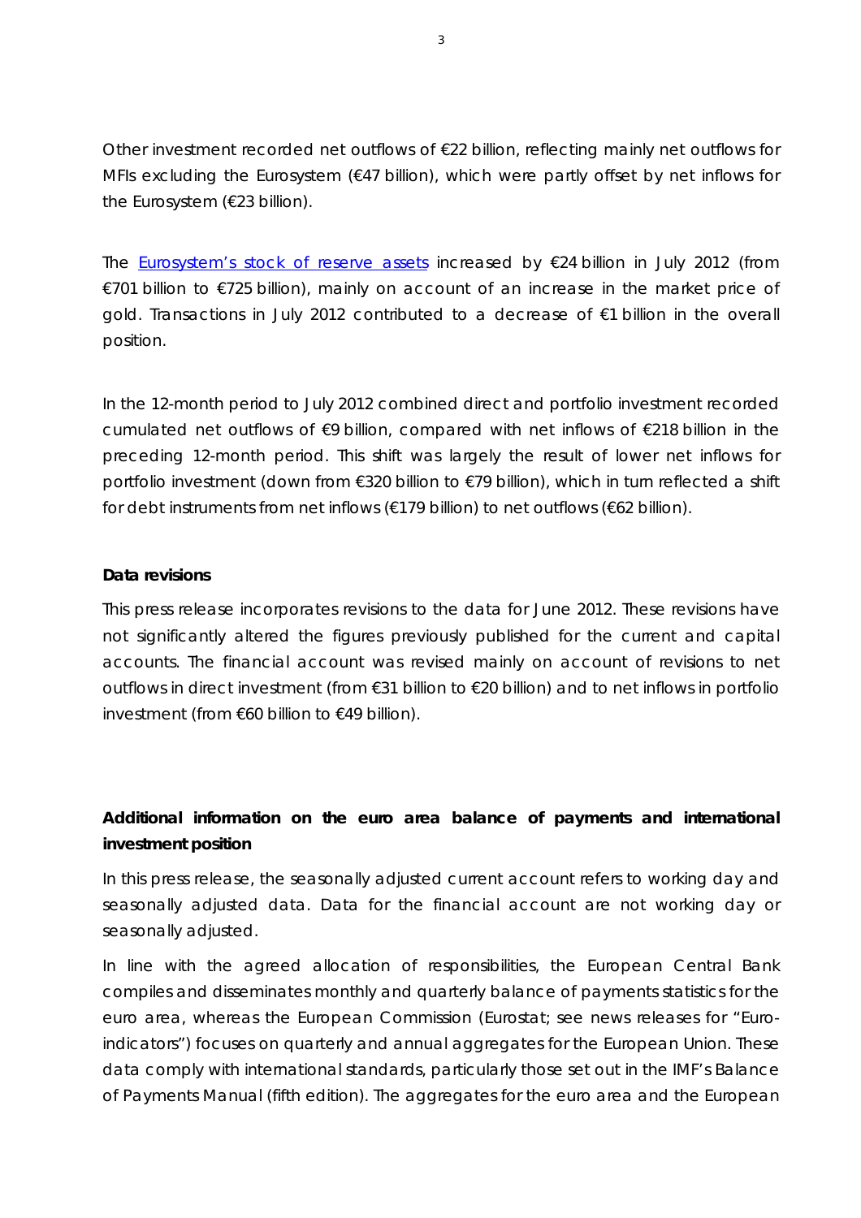Other investment recorded net outflows of €22 billion, reflecting mainly net outflows for MFIs excluding the Eurosystem (€47 billion), which were partly offset by net inflows for the Eurosystem (€23 billion).

The [Eurosystem's stock of reserve assets](#) increased by €24 billion in July 2012 (from €701 billion to €725 billion), mainly on account of an increase in the market price of gold. Transactions in July 2012 contributed to a decrease of €1 billion in the overall position.

In the 12-month period to July 2012 combined direct and portfolio investment recorded cumulated net outflows of €9 billion, compared with net inflows of €218 billion in the preceding 12-month period. This shift was largely the result of lower net inflows for portfolio investment (down from €320 billion to €79 billion), which in turn reflected a shift for debt instruments from net inflows (€179 billion) to net outflows (€62 billion).

**Data revisions**

This press release incorporates revisions to the data for June 2012. These revisions have not significantly altered the figures previously published for the current and capital accounts. The financial account was revised mainly on account of revisions to net outflows in direct investment (from €31 billion to €20 billion) and to net inflows in portfolio investment (from €60 billion to €49 billion).

**Additional information on the euro area balance of payments and international investment position**

In this press release, the seasonally adjusted current account refers to working day and seasonally adjusted data. Data for the financial account are not working day or seasonally adjusted.

In line with the agreed allocation of responsibilities, the European Central Bank compiles and disseminates monthly and quarterly balance of payments statistics for the euro area, whereas the European Commission (Eurostat; see news releases for "Euro-indicators") focuses on quarterly and annual aggregates for the European Union. These data comply with international standards, particularly those set out in the IMF's Balance of Payments Manual (fifth edition). The aggregates for the euro area and the European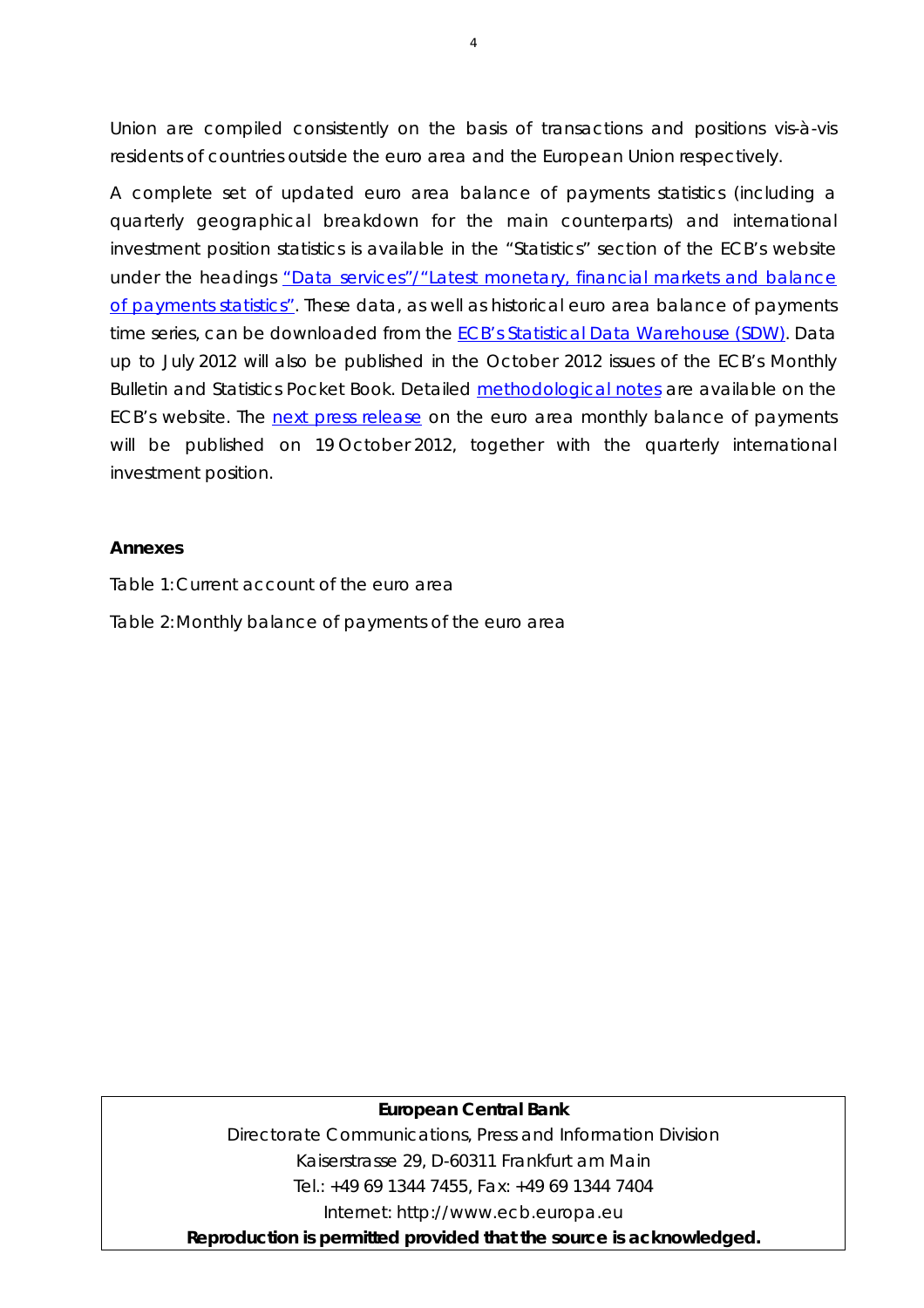Union are compiled consistently on the basis of transactions and positions vis-à-vis residents of countries outside the euro area and the European Union respectively.

A complete set of updated euro area balance of payments statistics (including a quarterly geographical breakdown for the main counterparts) and international investment position statistics is available in the "Statistics" section of the ECB's website under the headings "Data services"/"Latest monetary, financial markets and balance of payments statistics". These data, as well as historical euro area balance of payments time series, can be downloaded from the ECB's Statistical Data Warehouse (SDW). Data up to July 2012 will also be published in the October 2012 issues of the ECB's Monthly Bulletin and Statistics Pocket Book. Detailed methodological notes are available on the ECB's website. The next press release on the euro area monthly balance of payments will be published on 19 October 2012, together with the quarterly international investment position.

**Annexes**

Table 1: Current account of the euro area

Table 2: Monthly balance of payments of the euro area

**European Central Bank**

Directorate Communications, Press and Information Division

Kaiserstrasse 29, D-60311 Frankfurt am Main

Tel.: +49 69 1344 7455, Fax: +49 69 1344 7404

Internet: http://www.ecb.europa.eu

**Reproduction is permitted provided that the source is acknowledged.**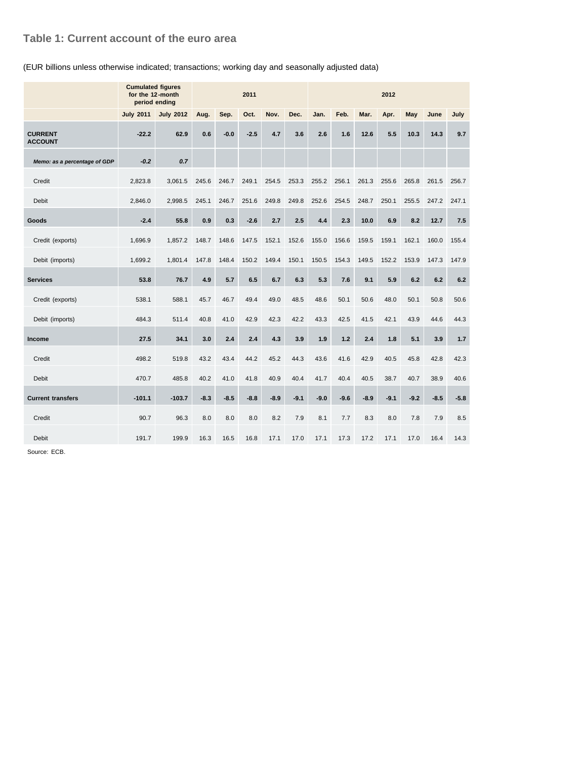## Table 1: Current account of the euro area

(EUR billions unless otherwise indicated; transactions; working day and seasonally adjusted data)

| | Cumulated figures for the 12-month period ending | | 2011 | | | | | 2012 | | | | | | |
|---|---|---|---|---|---|---|---|---|---|---|---|---|---|---|
| | July 2011 | July 2012 | Aug. | Sep. | Oct. | Nov. | Dec. | Jan. | Feb. | Mar. | Apr. | May | June | July |
| **CURRENT ACCOUNT** | **-22.2** | **62.9** | **0.6** | **-0.0** | **-2.5** | **4.7** | **3.6** | **2.6** | **1.6** | **12.6** | **5.5** | **10.3** | **14.3** | **9.7** |
| ***Memo: as a percentage of GDP*** | ***-0.2*** | ***0.7*** | | | | | | | | | | | | |
| Credit | 2,823.8 | 3,061.5 | 245.6 | 246.7 | 249.1 | 254.5 | 253.3 | 255.2 | 256.1 | 261.3 | 255.6 | 265.8 | 261.5 | 256.7 |
| Debit | 2,846.0 | 2,998.5 | 245.1 | 246.7 | 251.6 | 249.8 | 249.8 | 252.6 | 254.5 | 248.7 | 250.1 | 255.5 | 247.2 | 247.1 |
| **Goods** | **-2.4** | **55.8** | **0.9** | **0.3** | **-2.6** | **2.7** | **2.5** | **4.4** | **2.3** | **10.0** | **6.9** | **8.2** | **12.7** | **7.5** |
| Credit (exports) | 1,696.9 | 1,857.2 | 148.7 | 148.6 | 147.5 | 152.1 | 152.6 | 155.0 | 156.6 | 159.5 | 159.1 | 162.1 | 160.0 | 155.4 |
| Debit (imports) | 1,699.2 | 1,801.4 | 147.8 | 148.4 | 150.2 | 149.4 | 150.1 | 150.5 | 154.3 | 149.5 | 152.2 | 153.9 | 147.3 | 147.9 |
| **Services** | **53.8** | **76.7** | **4.9** | **5.7** | **6.5** | **6.7** | **6.3** | **5.3** | **7.6** | **9.1** | **5.9** | **6.2** | **6.2** | **6.2** |
| Credit (exports) | 538.1 | 588.1 | 45.7 | 46.7 | 49.4 | 49.0 | 48.5 | 48.6 | 50.1 | 50.6 | 48.0 | 50.1 | 50.8 | 50.6 |
| Debit (imports) | 484.3 | 511.4 | 40.8 | 41.0 | 42.9 | 42.3 | 42.2 | 43.3 | 42.5 | 41.5 | 42.1 | 43.9 | 44.6 | 44.3 |
| **Income** | **27.5** | **34.1** | **3.0** | **2.4** | **2.4** | **4.3** | **3.9** | **1.9** | **1.2** | **2.4** | **1.8** | **5.1** | **3.9** | **1.7** |
| Credit | 498.2 | 519.8 | 43.2 | 43.4 | 44.2 | 45.2 | 44.3 | 43.6 | 41.6 | 42.9 | 40.5 | 45.8 | 42.8 | 42.3 |
| Debit | 470.7 | 485.8 | 40.2 | 41.0 | 41.8 | 40.9 | 40.4 | 41.7 | 40.4 | 40.5 | 38.7 | 40.7 | 38.9 | 40.6 |
| **Current transfers** | **-101.1** | **-103.7** | **-8.3** | **-8.5** | **-8.8** | **-8.9** | **-9.1** | **-9.0** | **-9.6** | **-8.9** | **-9.1** | **-9.2** | **-8.5** | **-5.8** |
| Credit | 90.7 | 96.3 | 8.0 | 8.0 | 8.0 | 8.2 | 7.9 | 8.1 | 7.7 | 8.3 | 8.0 | 7.8 | 7.9 | 8.5 |
| Debit | 191.7 | 199.9 | 16.3 | 16.5 | 16.8 | 17.1 | 17.0 | 17.1 | 17.3 | 17.2 | 17.1 | 17.0 | 16.4 | 14.3 |

Source: ECB.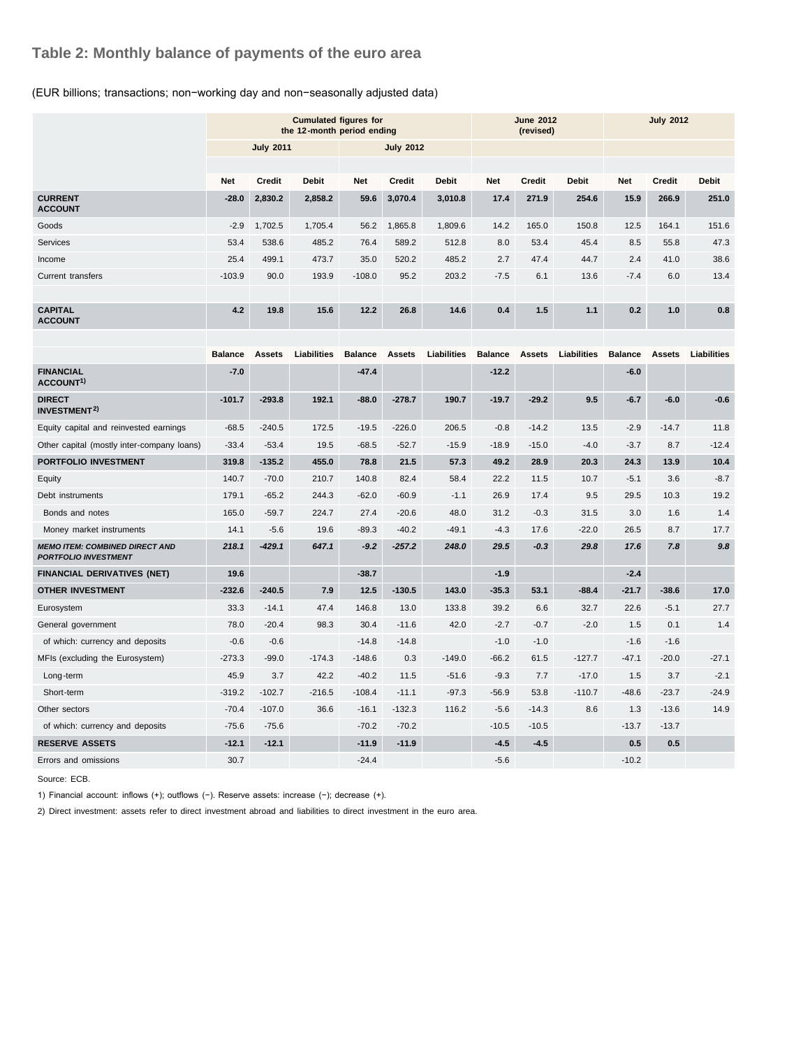## Table 2: Monthly balance of payments of the euro area

(EUR billions; transactions; non−working day and non−seasonally adjusted data)

| | Cumulated figures for the 12-month period ending | | | | | | June 2012 (revised) | | | July 2012 | | |
|---|---|---|---|---|---|---|---|---|---|---|---|---|
| | July 2011 | | | July 2012 | | | | | | | | |
| | Net | Credit | Debit | Net | Credit | Debit | Net | Credit | Debit | Net | Credit | Debit |
| **CURRENT ACCOUNT** | **-28.0** | **2,830.2** | **2,858.2** | **59.6** | **3,070.4** | **3,010.8** | **17.4** | **271.9** | **254.6** | **15.9** | **266.9** | **251.0** |
| Goods | -2.9 | 1,702.5 | 1,705.4 | 56.2 | 1,865.8 | 1,809.6 | 14.2 | 165.0 | 150.8 | 12.5 | 164.1 | 151.6 |
| Services | 53.4 | 538.6 | 485.2 | 76.4 | 589.2 | 512.8 | 8.0 | 53.4 | 45.4 | 8.5 | 55.8 | 47.3 |
| Income | 25.4 | 499.1 | 473.7 | 35.0 | 520.2 | 485.2 | 2.7 | 47.4 | 44.7 | 2.4 | 41.0 | 38.6 |
| Current transfers | -103.9 | 90.0 | 193.9 | -108.0 | 95.2 | 203.2 | -7.5 | 6.1 | 13.6 | -7.4 | 6.0 | 13.4 |
| | | | | | | | | | | | | |
| **CAPITAL ACCOUNT** | **4.2** | **19.8** | **15.6** | **12.2** | **26.8** | **14.6** | **0.4** | **1.5** | **1.1** | **0.2** | **1.0** | **0.8** |
| | | | | | | | | | | | | |
| | **Balance** | **Assets** | **Liabilities** | **Balance** | **Assets** | **Liabilities** | **Balance** | **Assets** | **Liabilities** | **Balance** | **Assets** | **Liabilities** |
| **FINANCIAL ACCOUNT[1)]** | **-7.0** | | | **-47.4** | | | **-12.2** | | | **-6.0** | | |
| **DIRECT INVESTMENT[2)]** | **-101.7** | **-293.8** | **192.1** | **-88.0** | **-278.7** | **190.7** | **-19.7** | **-29.2** | **9.5** | **-6.7** | **-6.0** | **-0.6** |
| Equity capital and reinvested earnings | -68.5 | -240.5 | 172.5 | -19.5 | -226.0 | 206.5 | -0.8 | -14.2 | 13.5 | -2.9 | -14.7 | 11.8 |
| Other capital (mostly inter-company loans) | -33.4 | -53.4 | 19.5 | -68.5 | -52.7 | -15.9 | -18.9 | -15.0 | -4.0 | -3.7 | 8.7 | -12.4 |
| **PORTFOLIO INVESTMENT** | **319.8** | **-135.2** | **455.0** | **78.8** | **21.5** | **57.3** | **49.2** | **28.9** | **20.3** | **24.3** | **13.9** | **10.4** |
| Equity | 140.7 | -70.0 | 210.7 | 140.8 | 82.4 | 58.4 | 22.2 | 11.5 | 10.7 | -5.1 | 3.6 | -8.7 |
| Debt instruments | 179.1 | -65.2 | 244.3 | -62.0 | -60.9 | -1.1 | 26.9 | 17.4 | 9.5 | 29.5 | 10.3 | 19.2 |
| Bonds and notes | 165.0 | -59.7 | 224.7 | 27.4 | -20.6 | 48.0 | 31.2 | -0.3 | 31.5 | 3.0 | 1.6 | 1.4 |
| Money market instruments | 14.1 | -5.6 | 19.6 | -89.3 | -40.2 | -49.1 | -4.3 | 17.6 | -22.0 | 26.5 | 8.7 | 17.7 |
| ***MEMO ITEM: COMBINED DIRECT AND PORTFOLIO INVESTMENT*** | ***218.1*** | ***-429.1*** | ***647.1*** | ***-9.2*** | ***-257.2*** | ***248.0*** | ***29.5*** | ***-0.3*** | ***29.8*** | ***17.6*** | ***7.8*** | ***9.8*** |
| **FINANCIAL DERIVATIVES (NET)** | **19.6** | | | **-38.7** | | | **-1.9** | | | **-2.4** | | |
| **OTHER INVESTMENT** | **-232.6** | **-240.5** | **7.9** | **12.5** | **-130.5** | **143.0** | **-35.3** | **53.1** | **-88.4** | **-21.7** | **-38.6** | **17.0** |
| Eurosystem | 33.3 | -14.1 | 47.4 | 146.8 | 13.0 | 133.8 | 39.2 | 6.6 | 32.7 | 22.6 | -5.1 | 27.7 |
| General government | 78.0 | -20.4 | 98.3 | 30.4 | -11.6 | 42.0 | -2.7 | -0.7 | -2.0 | 1.5 | 0.1 | 1.4 |
| of which: currency and deposits | -0.6 | -0.6 | | -14.8 | -14.8 | | -1.0 | -1.0 | | -1.6 | -1.6 | |
| MFIs (excluding the Eurosystem) | -273.3 | -99.0 | -174.3 | -148.6 | 0.3 | -149.0 | -66.2 | 61.5 | -127.7 | -47.1 | -20.0 | -27.1 |
| Long-term | 45.9 | 3.7 | 42.2 | -40.2 | 11.5 | -51.6 | -9.3 | 7.7 | -17.0 | 1.5 | 3.7 | -2.1 |
| Short-term | -319.2 | -102.7 | -216.5 | -108.4 | -11.1 | -97.3 | -56.9 | 53.8 | -110.7 | -48.6 | -23.7 | -24.9 |
| Other sectors | -70.4 | -107.0 | 36.6 | -16.1 | -132.3 | 116.2 | -5.6 | -14.3 | 8.6 | 1.3 | -13.6 | 14.9 |
| of which: currency and deposits | -75.6 | -75.6 | | -70.2 | -70.2 | | -10.5 | -10.5 | | -13.7 | -13.7 | |
| **RESERVE ASSETS** | **-12.1** | **-12.1** | | **-11.9** | **-11.9** | | **-4.5** | **-4.5** | | **0.5** | **0.5** | |
| Errors and omissions | 30.7 | | | -24.4 | | | -5.6 | | | -10.2 | | |

Source: ECB.

1) Financial account: inflows (+); outflows (−). Reserve assets: increase (−); decrease (+).

2) Direct investment: assets refer to direct investment abroad and liabilities to direct investment in the euro area.